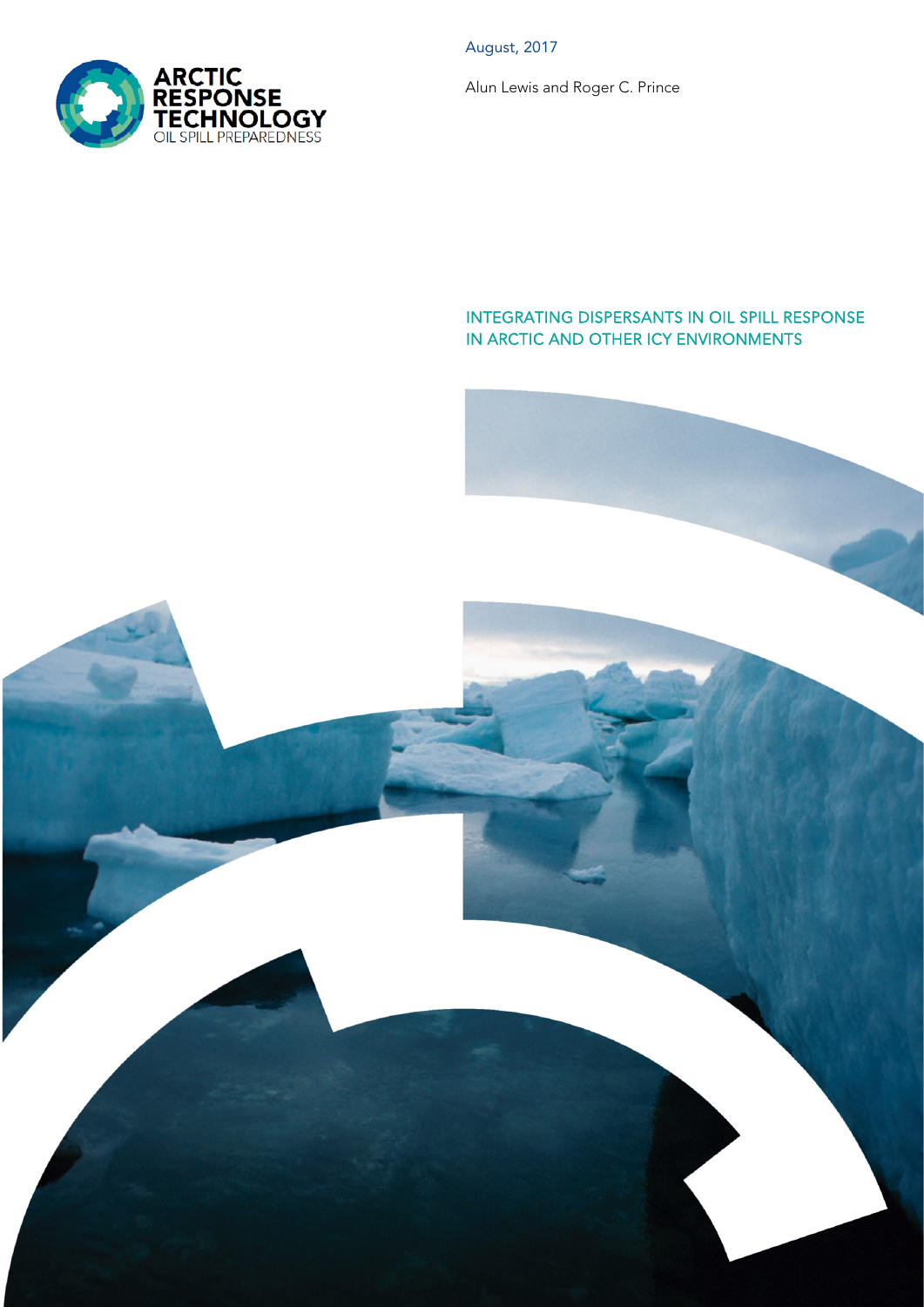ARCTIC RESPONSE TECHNOLOGY
OIL SPILL PREPAREDNESS

August, 2017

Alun Lewis and Roger C. Prince

# INTEGRATING DISPERSANTS IN OIL SPILL RESPONSE IN ARCTIC AND OTHER ICY ENVIRONMENTS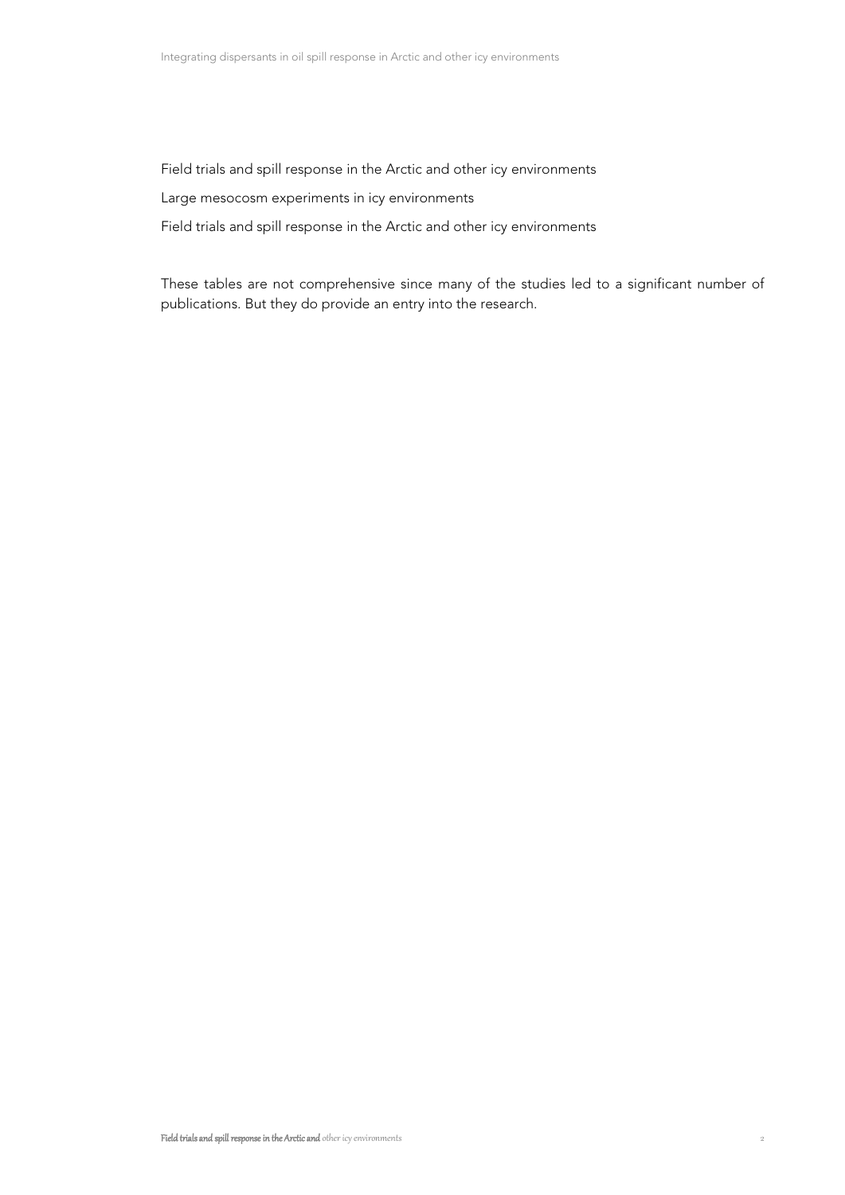Field trials and spill response in the Arctic and other icy environments

Large mesocosm experiments in icy environments

Field trials and spill response in the Arctic and other icy environments

These tables are not comprehensive since many of the studies led to a significant number of publications. But they do provide an entry into the research.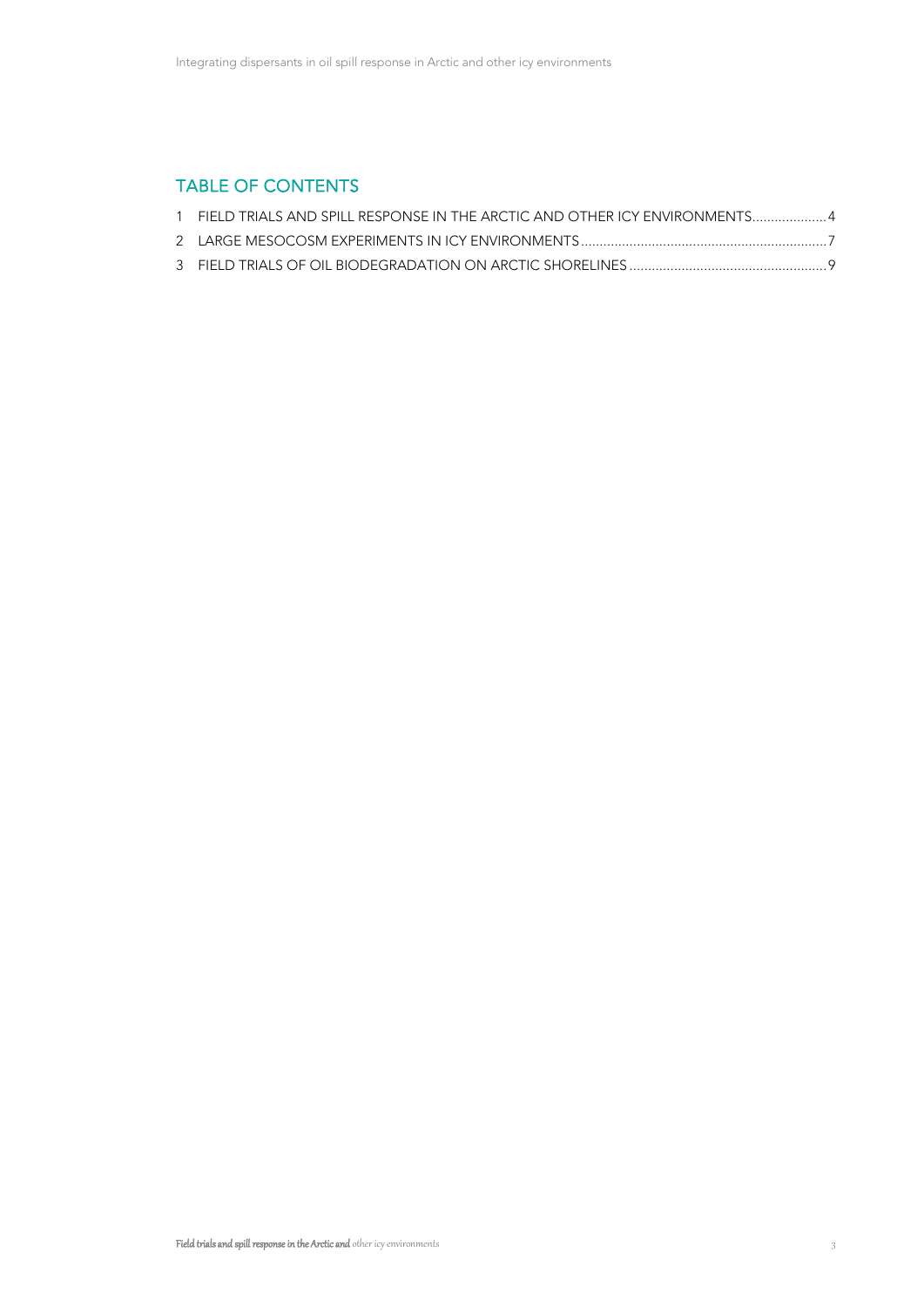## TABLE OF CONTENTS

1 FIELD TRIALS AND SPILL RESPONSE IN THE ARCTIC AND OTHER ICY ENVIRONMENTS....................4

2 LARGE MESOCOSM EXPERIMENTS IN ICY ENVIRONMENTS.................................................................7

3 FIELD TRIALS OF OIL BIODEGRADATION ON ARCTIC SHORELINES....................................................9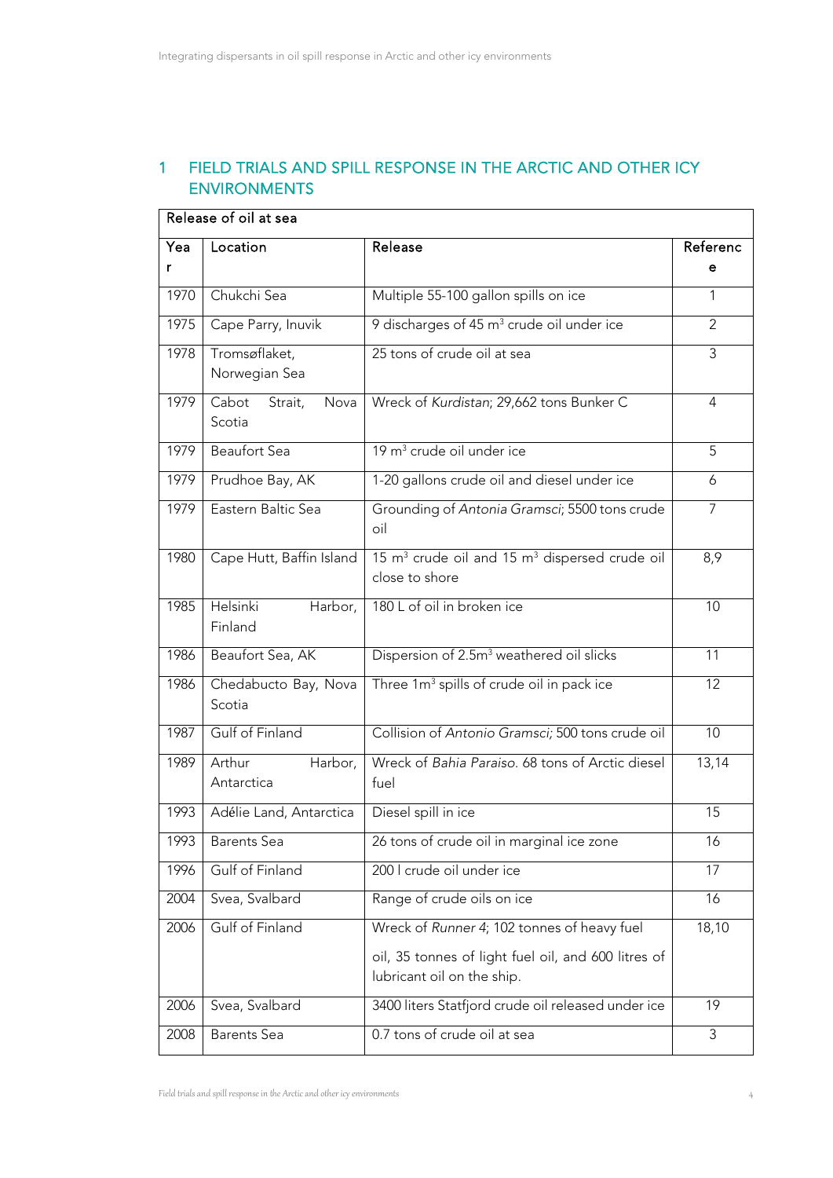# 1 FIELD TRIALS AND SPILL RESPONSE IN THE ARCTIC AND OTHER ICY ENVIRONMENTS

| Release of oil at sea | | | |
|---|---|---|---|
| Year | Location | Release | Reference |
| 1970 | Chukchi Sea | Multiple 55-100 gallon spills on ice | 1 |
| 1975 | Cape Parry, Inuvik | 9 discharges of 45 $m^3$ crude oil under ice | 2 |
| 1978 | Tromsøflaket, Norwegian Sea | 25 tons of crude oil at sea | 3 |
| 1979 | Cabot Strait, Nova Scotia | Wreck of *Kurdistan*; 29,662 tons Bunker C | 4 |
| 1979 | Beaufort Sea | 19 $m^3$ crude oil under ice | 5 |
| 1979 | Prudhoe Bay, AK | 1-20 gallons crude oil and diesel under ice | 6 |
| 1979 | Eastern Baltic Sea | Grounding of *Antonia Gramsci*; 5500 tons crude oil | 7 |
| 1980 | Cape Hutt, Baffin Island | 15 $m^3$ crude oil and 15 $m^3$ dispersed crude oil close to shore | 8,9 |
| 1985 | Helsinki Harbor, Finland | 180 L of oil in broken ice | 10 |
| 1986 | Beaufort Sea, AK | Dispersion of 2.5$m^3$ weathered oil slicks | 11 |
| 1986 | Chedabucto Bay, Nova Scotia | Three 1$m^3$ spills of crude oil in pack ice | 12 |
| 1987 | Gulf of Finland | Collision of *Antonio Gramsci;* 500 tons crude oil | 10 |
| 1989 | Arthur Harbor, Antarctica | Wreck of *Bahia Paraiso*. 68 tons of Arctic diesel fuel | 13,14 |
| 1993 | Adélie Land, Antarctica | Diesel spill in ice | 15 |
| 1993 | Barents Sea | 26 tons of crude oil in marginal ice zone | 16 |
| 1996 | Gulf of Finland | 200 l crude oil under ice | 17 |
| 2004 | Svea, Svalbard | Range of crude oils on ice | 16 |
| 2006 | Gulf of Finland | Wreck of *Runner 4*; 102 tonnes of heavy fuel oil, 35 tonnes of light fuel oil, and 600 litres of lubricant oil on the ship. | 18,10 |
| 2006 | Svea, Svalbard | 3400 liters Statfjord crude oil released under ice | 19 |
| 2008 | Barents Sea | 0.7 tons of crude oil at sea | 3 |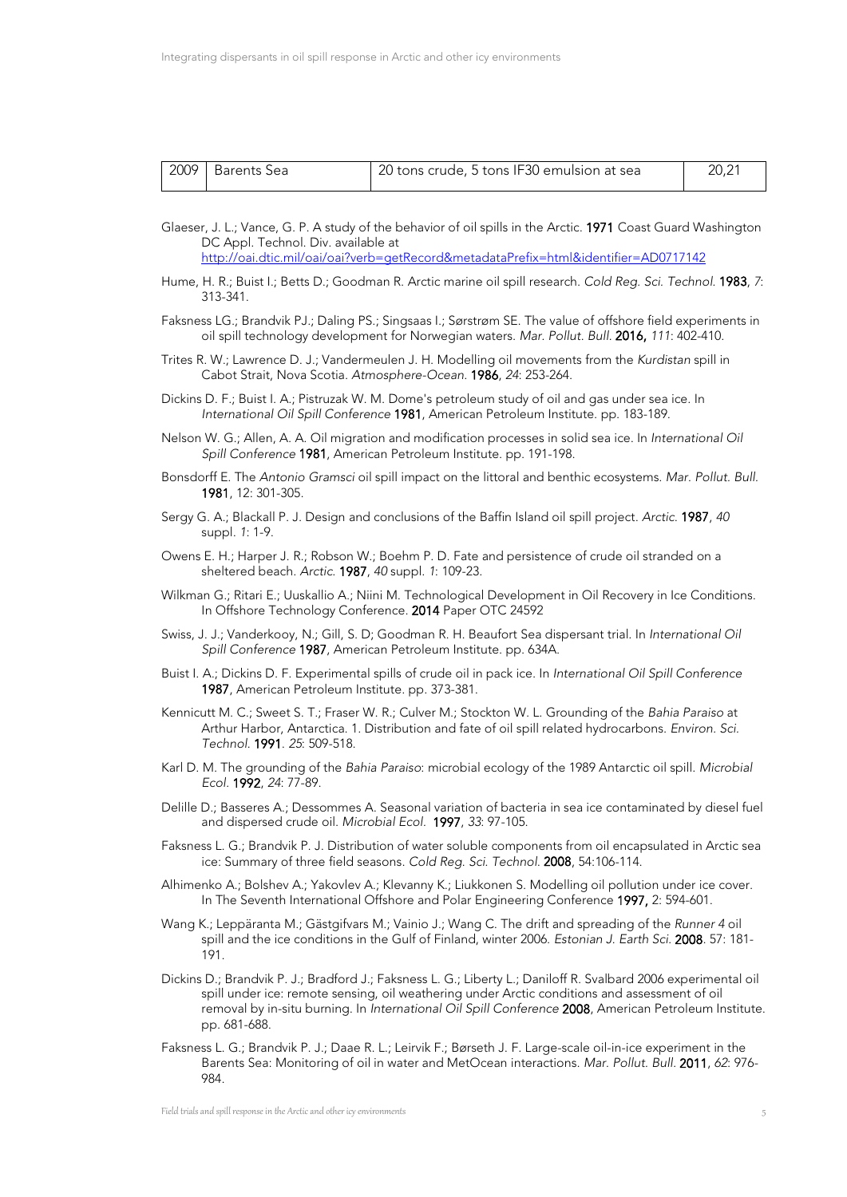| 2009 | Barents Sea | 20 tons crude, 5 tons IF30 emulsion at sea | 20,21 |
|---|---|---|---|

Glaeser, J. L.; Vance, G. P. A study of the behavior of oil spills in the Arctic. **1971** Coast Guard Washington DC Appl. Technol. Div. available at http://oai.dtic.mil/oai/oai?verb=getRecord&metadataPrefix=html&identifier=AD0717142

Hume, H. R.; Buist I.; Betts D.; Goodman R. Arctic marine oil spill research. *Cold Reg. Sci. Technol.* **1983**, *7*: 313-341.

Faksness LG.; Brandvik PJ.; Daling PS.; Singsaas I.; Sørstrøm SE. The value of offshore field experiments in oil spill technology development for Norwegian waters. *Mar. Pollut. Bull.* **2016,** *111*: 402-410.

Trites R. W.; Lawrence D. J.; Vandermeulen J. H. Modelling oil movements from the *Kurdistan* spill in Cabot Strait, Nova Scotia. *Atmosphere-Ocean.* **1986**, *24*: 253-264.

Dickins D. F.; Buist I. A.; Pistruzak W. M. Dome's petroleum study of oil and gas under sea ice. In *International Oil Spill Conference* **1981**, American Petroleum Institute. pp. 183-189.

Nelson W. G.; Allen, A. A. Oil migration and modification processes in solid sea ice. In *International Oil Spill Conference* **1981**, American Petroleum Institute. pp. 191-198.

Bonsdorff E. The *Antonio Gramsci* oil spill impact on the littoral and benthic ecosystems. *Mar. Pollut. Bull.* **1981**, 12: 301-305.

Sergy G. A.; Blackall P. J. Design and conclusions of the Baffin Island oil spill project. *Arctic.* **1987**, *40* suppl. *1*: 1-9.

Owens E. H.; Harper J. R.; Robson W.; Boehm P. D. Fate and persistence of crude oil stranded on a sheltered beach. *Arctic.* **1987**, *40* suppl. *1*: 109-23.

Wilkman G.; Ritari E.; Uuskallio A.; Niini M. Technological Development in Oil Recovery in Ice Conditions. In Offshore Technology Conference. **2014** Paper OTC 24592

Swiss, J. J.; Vanderkooy, N.; Gill, S. D; Goodman R. H. Beaufort Sea dispersant trial. In *International Oil Spill Conference* **1987**, American Petroleum Institute. pp. 634A.

Buist I. A.; Dickins D. F. Experimental spills of crude oil in pack ice. In *International Oil Spill Conference* **1987**, American Petroleum Institute. pp. 373-381.

Kennicutt M. C.; Sweet S. T.; Fraser W. R.; Culver M.; Stockton W. L. Grounding of the *Bahia Paraiso* at Arthur Harbor, Antarctica. 1. Distribution and fate of oil spill related hydrocarbons. *Environ. Sci. Technol.* **1991**. *25*: 509-518.

Karl D. M. The grounding of the *Bahia Paraiso*: microbial ecology of the 1989 Antarctic oil spill. *Microbial Ecol.* **1992**, *24*: 77-89.

Delille D.; Basseres A.; Dessommes A. Seasonal variation of bacteria in sea ice contaminated by diesel fuel and dispersed crude oil. *Microbial Ecol.* **1997**, *33*: 97-105.

Faksness L. G.; Brandvik P. J. Distribution of water soluble components from oil encapsulated in Arctic sea ice: Summary of three field seasons. *Cold Reg. Sci. Technol.* **2008**, 54:106-114.

Alhimenko A.; Bolshev A.; Yakovlev A.; Klevanny K.; Liukkonen S. Modelling oil pollution under ice cover. In The Seventh International Offshore and Polar Engineering Conference **1997,** 2: 594-601.

Wang K.; Leppäranta M.; Gästgifvars M.; Vainio J.; Wang C. The drift and spreading of the *Runner 4* oil spill and the ice conditions in the Gulf of Finland, winter 2006. *Estonian J. Earth Sci.* **2008**. 57: 181-191.

Dickins D.; Brandvik P. J.; Bradford J.; Faksness L. G.; Liberty L.; Daniloff R. Svalbard 2006 experimental oil spill under ice: remote sensing, oil weathering under Arctic conditions and assessment of oil removal by in-situ burning. In *International Oil Spill Conference* **2008**, American Petroleum Institute. pp. 681-688.

Faksness L. G.; Brandvik P. J.; Daae R. L.; Leirvik F.; Børseth J. F. Large-scale oil-in-ice experiment in the Barents Sea: Monitoring of oil in water and MetOcean interactions. *Mar. Pollut. Bull.* **2011**, *62*: 976-984.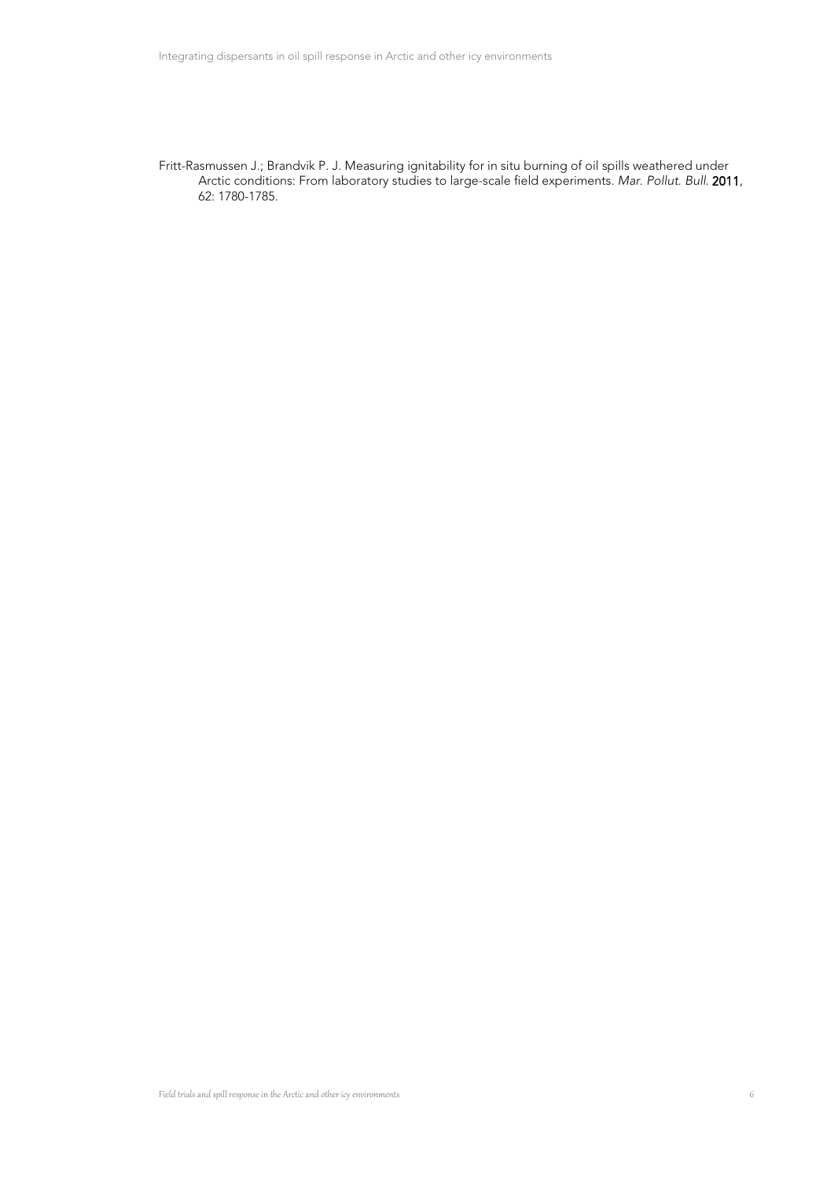Fritt-Rasmussen J.; Brandvik P. J. Measuring ignitability for in situ burning of oil spills weathered under Arctic conditions: From laboratory studies to large-scale field experiments. *Mar. Pollut. Bull.* **2011**, 62: 1780-1785.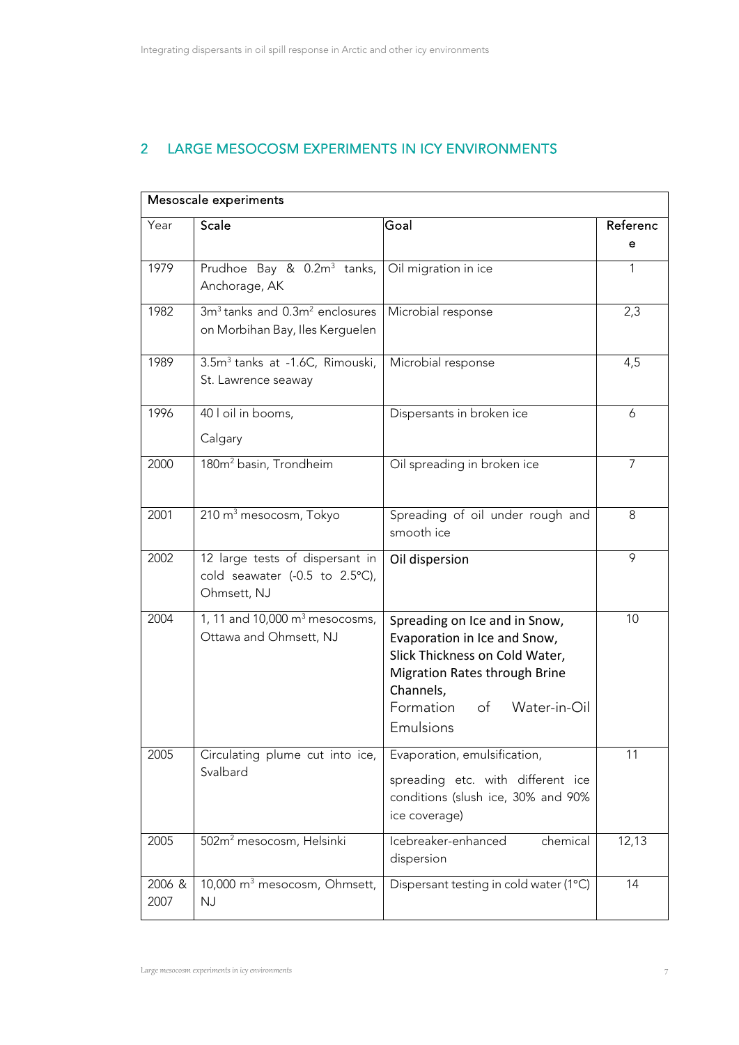## 2 LARGE MESOCOSM EXPERIMENTS IN ICY ENVIRONMENTS

| Mesoscale experiments | | | |
|---|---|---|---|
| Year | Scale | Goal | Reference |
| 1979 | Prudhoe Bay & 0.2m$^3$ tanks, Anchorage, AK | Oil migration in ice | 1 |
| 1982 | 3m$^3$ tanks and 0.3m$^2$ enclosures on Morbihan Bay, Iles Kerguelen | Microbial response | 2,3 |
| 1989 | 3.5m$^3$ tanks at -1.6C, Rimouski, St. Lawrence seaway | Microbial response | 4,5 |
| 1996 | 40 l oil in booms, Calgary | Dispersants in broken ice | 6 |
| 2000 | 180m$^2$ basin, Trondheim | Oil spreading in broken ice | 7 |
| 2001 | 210 m$^3$ mesocosm, Tokyo | Spreading of oil under rough and smooth ice | 8 |
| 2002 | 12 large tests of dispersant in cold seawater (-0.5 to 2.5°C), Ohmsett, NJ | Oil dispersion | 9 |
| 2004 | 1, 11 and 10,000 m$^3$ mesocosms, Ottawa and Ohmsett, NJ | Spreading on Ice and in Snow, Evaporation in Ice and Snow, Slick Thickness on Cold Water, Migration Rates through Brine Channels, Formation of Water-in-Oil Emulsions | 10 |
| 2005 | Circulating plume cut into ice, Svalbard | Evaporation, emulsification, spreading etc. with different ice conditions (slush ice, 30% and 90% ice coverage) | 11 |
| 2005 | 502m$^2$ mesocosm, Helsinki | Icebreaker-enhanced chemical dispersion | 12,13 |
| 2006 & 2007 | 10,000 m$^3$ mesocosm, Ohmsett, NJ | Dispersant testing in cold water (1°C) | 14 |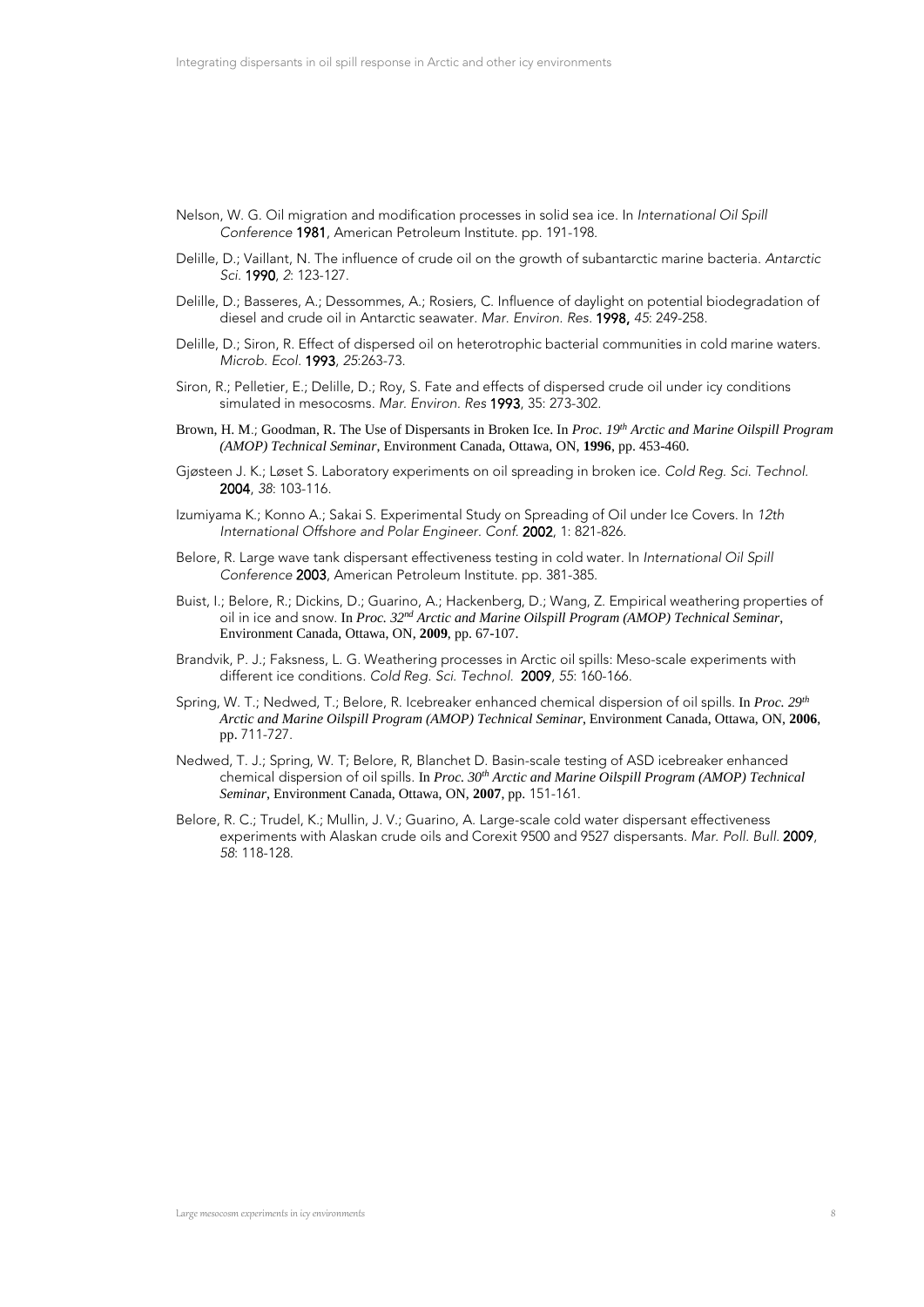Nelson, W. G. Oil migration and modification processes in solid sea ice. In *International Oil Spill Conference* **1981**, American Petroleum Institute. pp. 191-198.

Delille, D.; Vaillant, N. The influence of crude oil on the growth of subantarctic marine bacteria. *Antarctic Sci*. **1990**, *2*: 123-127.

Delille, D.; Basseres, A.; Dessommes, A.; Rosiers, C. Influence of daylight on potential biodegradation of diesel and crude oil in Antarctic seawater. *Mar. Environ. Res*. **1998,** *45*: 249-258.

Delille, D.; Siron, R. Effect of dispersed oil on heterotrophic bacterial communities in cold marine waters. *Microb. Ecol*. **1993**, *25*:263-73.

Siron, R.; Pelletier, E.; Delille, D.; Roy, S. Fate and effects of dispersed crude oil under icy conditions simulated in mesocosms. *Mar. Environ. Res* **1993**, 35: 273-302.

Brown, H. M.; Goodman, R. The Use of Dispersants in Broken Ice. In *Proc. 19th Arctic and Marine Oilspill Program (AMOP) Technical Seminar*, Environment Canada, Ottawa, ON, **1996**, pp. 453-460.

Gjøsteen J. K.; Løset S. Laboratory experiments on oil spreading in broken ice. *Cold Reg. Sci. Technol.* **2004**, *38*: 103-116.

Izumiyama K.; Konno A.; Sakai S. Experimental Study on Spreading of Oil under Ice Covers. In *12th International Offshore and Polar Engineer. Conf.* **2002**, 1: 821-826.

Belore, R. Large wave tank dispersant effectiveness testing in cold water. In *International Oil Spill Conference* **2003**, American Petroleum Institute. pp. 381-385.

Buist, I.; Belore, R.; Dickins, D.; Guarino, A.; Hackenberg, D.; Wang, Z. Empirical weathering properties of oil in ice and snow. In *Proc. 32nd Arctic and Marine Oilspill Program (AMOP) Technical Seminar*, Environment Canada, Ottawa, ON, **2009**, pp. 67-107.

Brandvik, P. J.; Faksness, L. G. Weathering processes in Arctic oil spills: Meso-scale experiments with different ice conditions. *Cold Reg. Sci. Technol.* **2009**, *55*: 160-166.

Spring, W. T.; Nedwed, T.; Belore, R. Icebreaker enhanced chemical dispersion of oil spills. In *Proc. 29th Arctic and Marine Oilspill Program (AMOP) Technical Seminar*, Environment Canada, Ottawa, ON, **2006**, pp. 711-727.

Nedwed, T. J.; Spring, W. T; Belore, R, Blanchet D. Basin-scale testing of ASD icebreaker enhanced chemical dispersion of oil spills. In *Proc. 30th Arctic and Marine Oilspill Program (AMOP) Technical Seminar*, Environment Canada, Ottawa, ON, **2007**, pp. 151-161.

Belore, R. C.; Trudel, K.; Mullin, J. V.; Guarino, A. Large-scale cold water dispersant effectiveness experiments with Alaskan crude oils and Corexit 9500 and 9527 dispersants. *Mar. Poll. Bull.* **2009**, *58*: 118-128.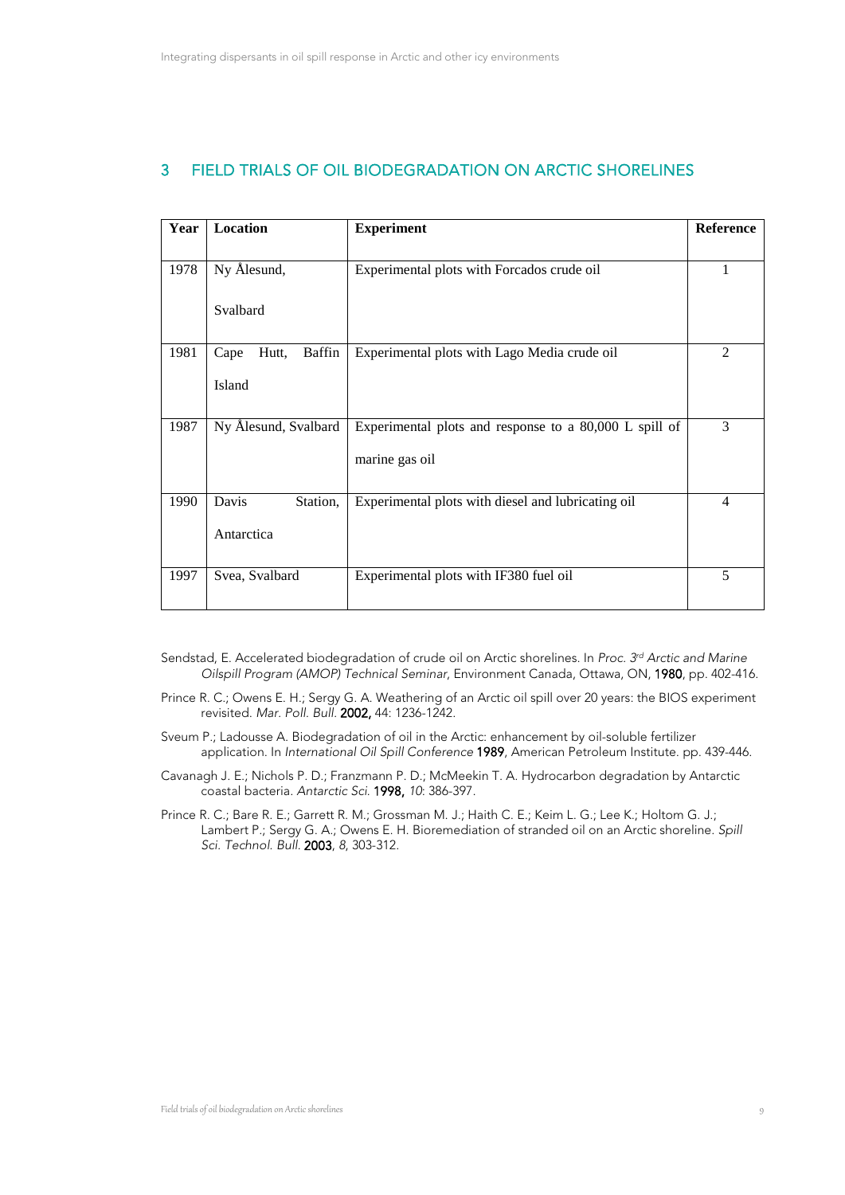## 3 FIELD TRIALS OF OIL BIODEGRADATION ON ARCTIC SHORELINES

| Year | Location | Experiment | Reference |
|---|---|---|---|
| 1978 | Ny Ålesund, Svalbard | Experimental plots with Forcados crude oil | 1 |
| 1981 | Cape Hutt, Baffin Island | Experimental plots with Lago Media crude oil | 2 |
| 1987 | Ny Ålesund, Svalbard | Experimental plots and response to a 80,000 L spill of marine gas oil | 3 |
| 1990 | Davis Station, Antarctica | Experimental plots with diesel and lubricating oil | 4 |
| 1997 | Svea, Svalbard | Experimental plots with IF380 fuel oil | 5 |

Sendstad, E. Accelerated biodegradation of crude oil on Arctic shorelines. In *Proc. 3rd Arctic and Marine Oilspill Program (AMOP) Technical Seminar*, Environment Canada, Ottawa, ON, **1980**, pp. 402-416.

Prince R. C.; Owens E. H.; Sergy G. A. Weathering of an Arctic oil spill over 20 years: the BIOS experiment revisited. *Mar. Poll. Bull.* **2002,** 44: 1236-1242.

Sveum P.; Ladousse A. Biodegradation of oil in the Arctic: enhancement by oil-soluble fertilizer application. In *International Oil Spill Conference* **1989**, American Petroleum Institute. pp. 439-446.

Cavanagh J. E.; Nichols P. D.; Franzmann P. D.; McMeekin T. A. Hydrocarbon degradation by Antarctic coastal bacteria. *Antarctic Sci.* **1998,** *10*: 386-397.

Prince R. C.; Bare R. E.; Garrett R. M.; Grossman M. J.; Haith C. E.; Keim L. G.; Lee K.; Holtom G. J.; Lambert P.; Sergy G. A.; Owens E. H. Bioremediation of stranded oil on an Arctic shoreline. *Spill Sci. Technol. Bull.* **2003**, *8*, 303-312.